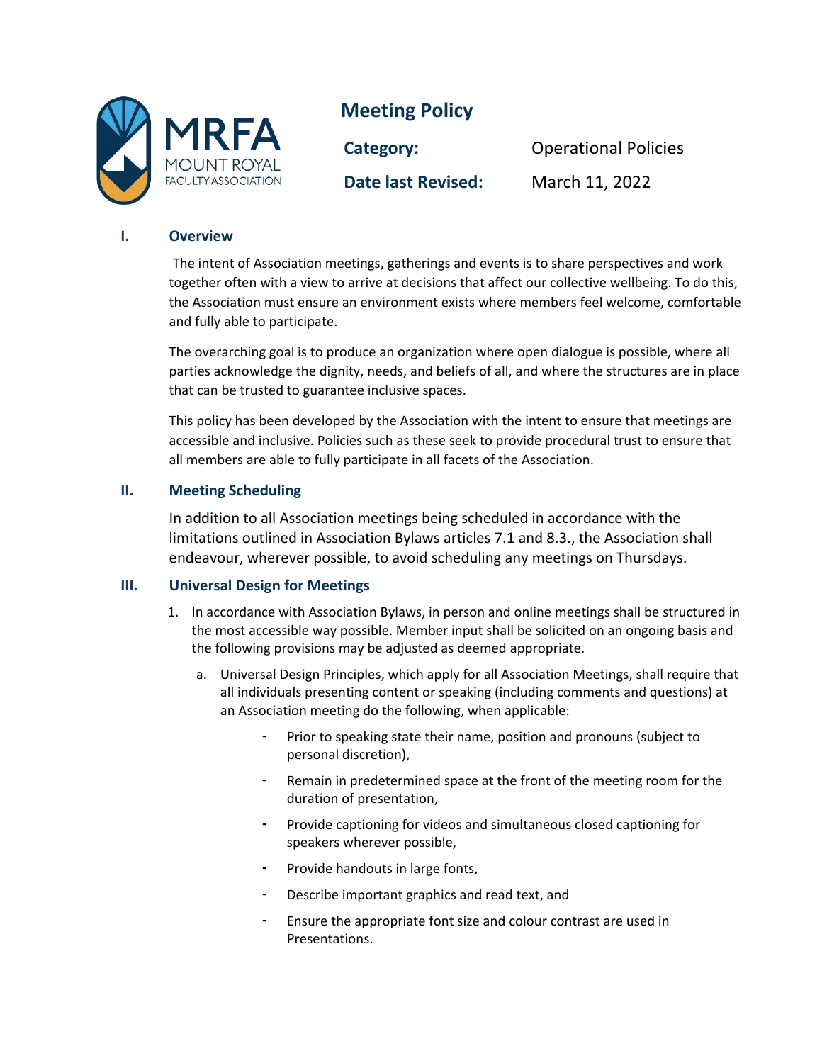MRFA MOUNT ROYAL FACULTY ASSOCIATION

# Meeting Policy

**Category:** Operational Policies

**Date last Revised:** March 11, 2022

## I. Overview

The intent of Association meetings, gatherings and events is to share perspectives and work together often with a view to arrive at decisions that affect our collective wellbeing. To do this, the Association must ensure an environment exists where members feel welcome, comfortable and fully able to participate.

The overarching goal is to produce an organization where open dialogue is possible, where all parties acknowledge the dignity, needs, and beliefs of all, and where the structures are in place that can be trusted to guarantee inclusive spaces.

This policy has been developed by the Association with the intent to ensure that meetings are accessible and inclusive. Policies such as these seek to provide procedural trust to ensure that all members are able to fully participate in all facets of the Association.

## II. Meeting Scheduling

In addition to all Association meetings being scheduled in accordance with the limitations outlined in Association Bylaws articles 7.1 and 8.3., the Association shall endeavour, wherever possible, to avoid scheduling any meetings on Thursdays.

## III. Universal Design for Meetings

1. In accordance with Association Bylaws, in person and online meetings shall be structured in the most accessible way possible. Member input shall be solicited on an ongoing basis and the following provisions may be adjusted as deemed appropriate.
   a. Universal Design Principles, which apply for all Association Meetings, shall require that all individuals presenting content or speaking (including comments and questions) at an Association meeting do the following, when applicable:
      - Prior to speaking state their name, position and pronouns (subject to personal discretion),
      - Remain in predetermined space at the front of the meeting room for the duration of presentation,
      - Provide captioning for videos and simultaneous closed captioning for speakers wherever possible,
      - Provide handouts in large fonts,
      - Describe important graphics and read text, and
      - Ensure the appropriate font size and colour contrast are used in Presentations.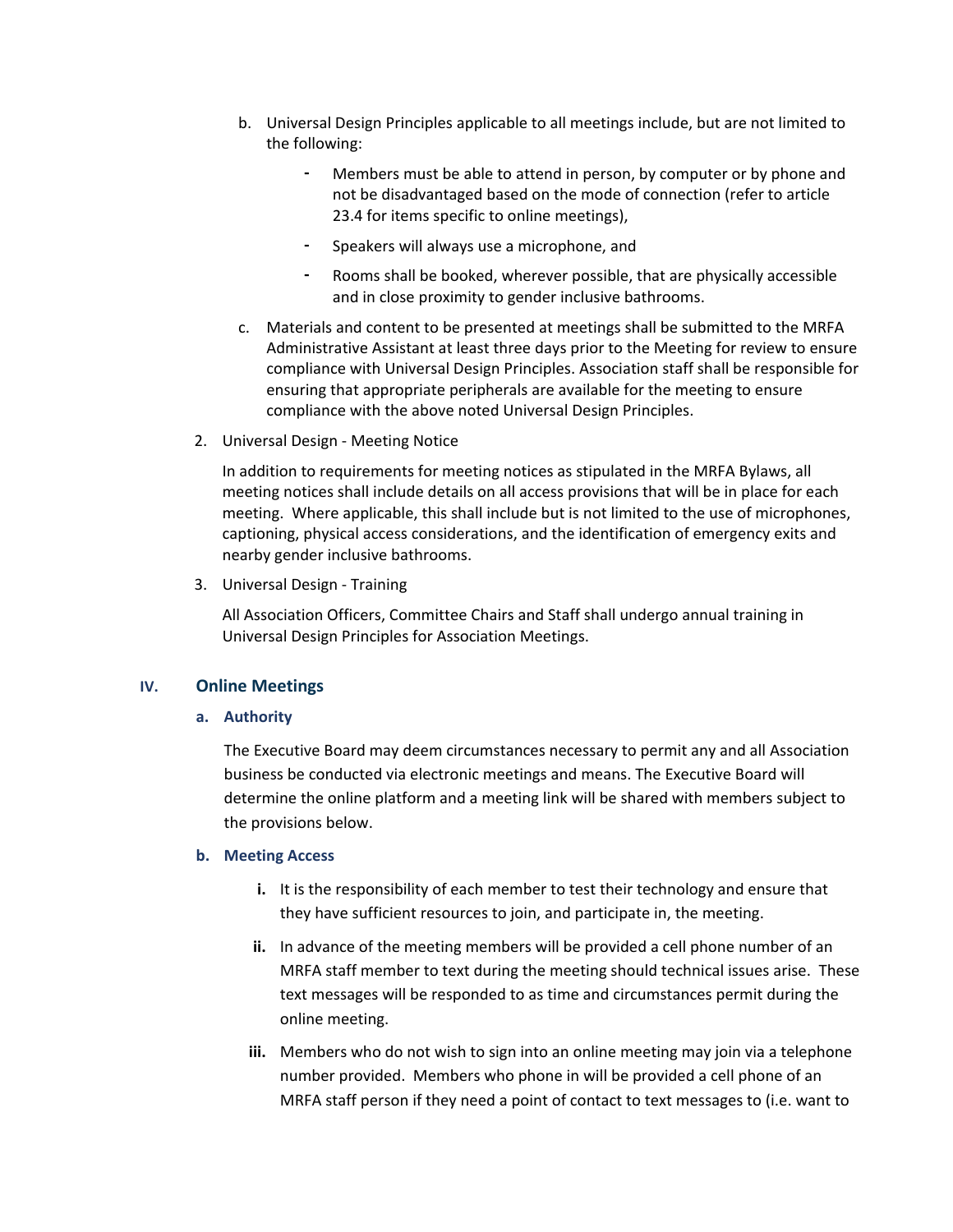b. Universal Design Principles applicable to all meetings include, but are not limited to the following:

   - Members must be able to attend in person, by computer or by phone and not be disadvantaged based on the mode of connection (refer to article 23.4 for items specific to online meetings),
   - Speakers will always use a microphone, and
   - Rooms shall be booked, wherever possible, that are physically accessible and in close proximity to gender inclusive bathrooms.

c. Materials and content to be presented at meetings shall be submitted to the MRFA Administrative Assistant at least three days prior to the Meeting for review to ensure compliance with Universal Design Principles. Association staff shall be responsible for ensuring that appropriate peripherals are available for the meeting to ensure compliance with the above noted Universal Design Principles.

2. Universal Design - Meeting Notice

   In addition to requirements for meeting notices as stipulated in the MRFA Bylaws, all meeting notices shall include details on all access provisions that will be in place for each meeting. Where applicable, this shall include but is not limited to the use of microphones, captioning, physical access considerations, and the identification of emergency exits and nearby gender inclusive bathrooms.

3. Universal Design - Training

   All Association Officers, Committee Chairs and Staff shall undergo annual training in Universal Design Principles for Association Meetings.

## IV. Online Meetings

### a. Authority

The Executive Board may deem circumstances necessary to permit any and all Association business be conducted via electronic meetings and means. The Executive Board will determine the online platform and a meeting link will be shared with members subject to the provisions below.

### b. Meeting Access

**i.** It is the responsibility of each member to test their technology and ensure that they have sufficient resources to join, and participate in, the meeting.

**ii.** In advance of the meeting members will be provided a cell phone number of an MRFA staff member to text during the meeting should technical issues arise. These text messages will be responded to as time and circumstances permit during the online meeting.

**iii.** Members who do not wish to sign into an online meeting may join via a telephone number provided. Members who phone in will be provided a cell phone of an MRFA staff person if they need a point of contact to text messages to (i.e. want to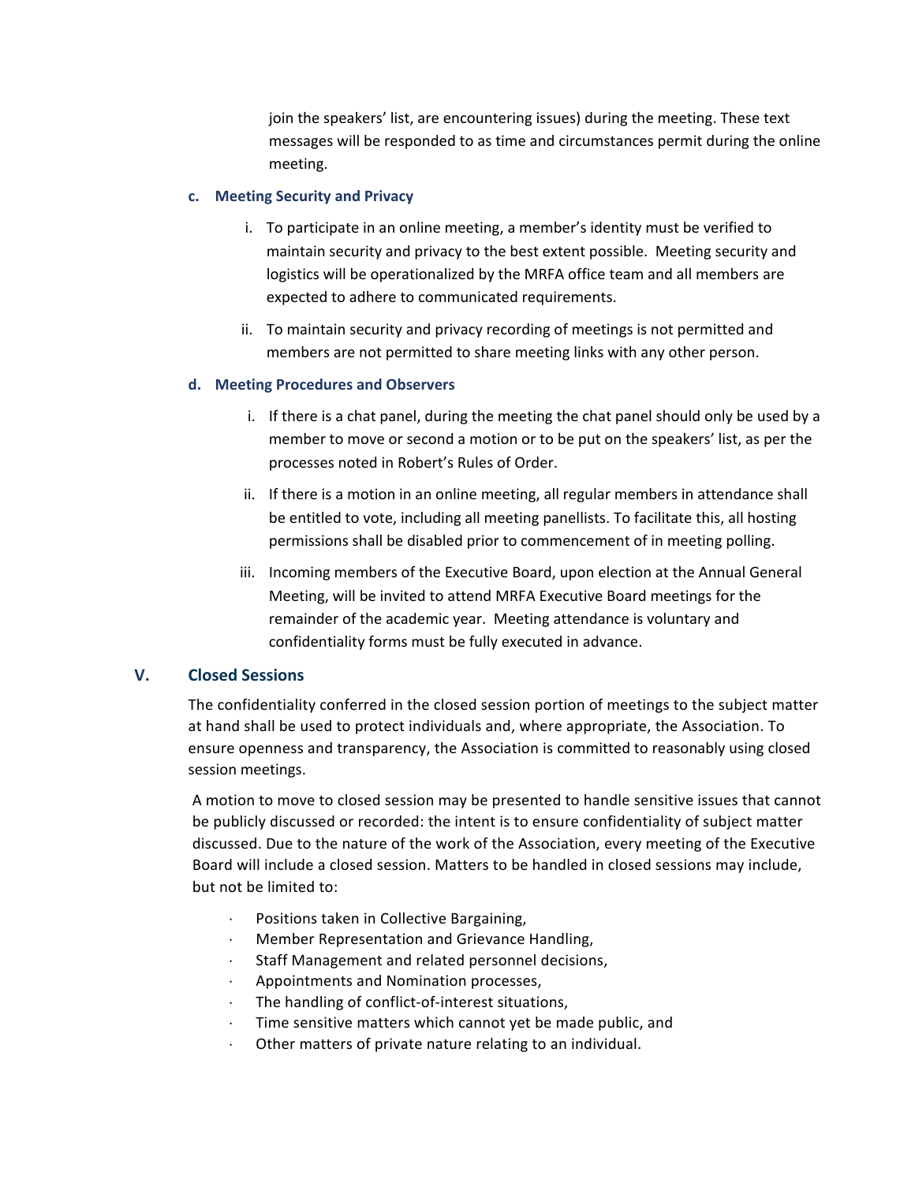join the speakers' list, are encountering issues) during the meeting. These text messages will be responded to as time and circumstances permit during the online meeting.

#### c. Meeting Security and Privacy

i. To participate in an online meeting, a member's identity must be verified to maintain security and privacy to the best extent possible. Meeting security and logistics will be operationalized by the MRFA office team and all members are expected to adhere to communicated requirements.

ii. To maintain security and privacy recording of meetings is not permitted and members are not permitted to share meeting links with any other person.

#### d. Meeting Procedures and Observers

i. If there is a chat panel, during the meeting the chat panel should only be used by a member to move or second a motion or to be put on the speakers' list, as per the processes noted in Robert's Rules of Order.

ii. If there is a motion in an online meeting, all regular members in attendance shall be entitled to vote, including all meeting panellists. To facilitate this, all hosting permissions shall be disabled prior to commencement of in meeting polling.

iii. Incoming members of the Executive Board, upon election at the Annual General Meeting, will be invited to attend MRFA Executive Board meetings for the remainder of the academic year. Meeting attendance is voluntary and confidentiality forms must be fully executed in advance.

## V. Closed Sessions

The confidentiality conferred in the closed session portion of meetings to the subject matter at hand shall be used to protect individuals and, where appropriate, the Association. To ensure openness and transparency, the Association is committed to reasonably using closed session meetings.

A motion to move to closed session may be presented to handle sensitive issues that cannot be publicly discussed or recorded: the intent is to ensure confidentiality of subject matter discussed. Due to the nature of the work of the Association, every meeting of the Executive Board will include a closed session. Matters to be handled in closed sessions may include, but not be limited to:

- Positions taken in Collective Bargaining,
- Member Representation and Grievance Handling,
- Staff Management and related personnel decisions,
- Appointments and Nomination processes,
- The handling of conflict-of-interest situations,
- Time sensitive matters which cannot yet be made public, and
- Other matters of private nature relating to an individual.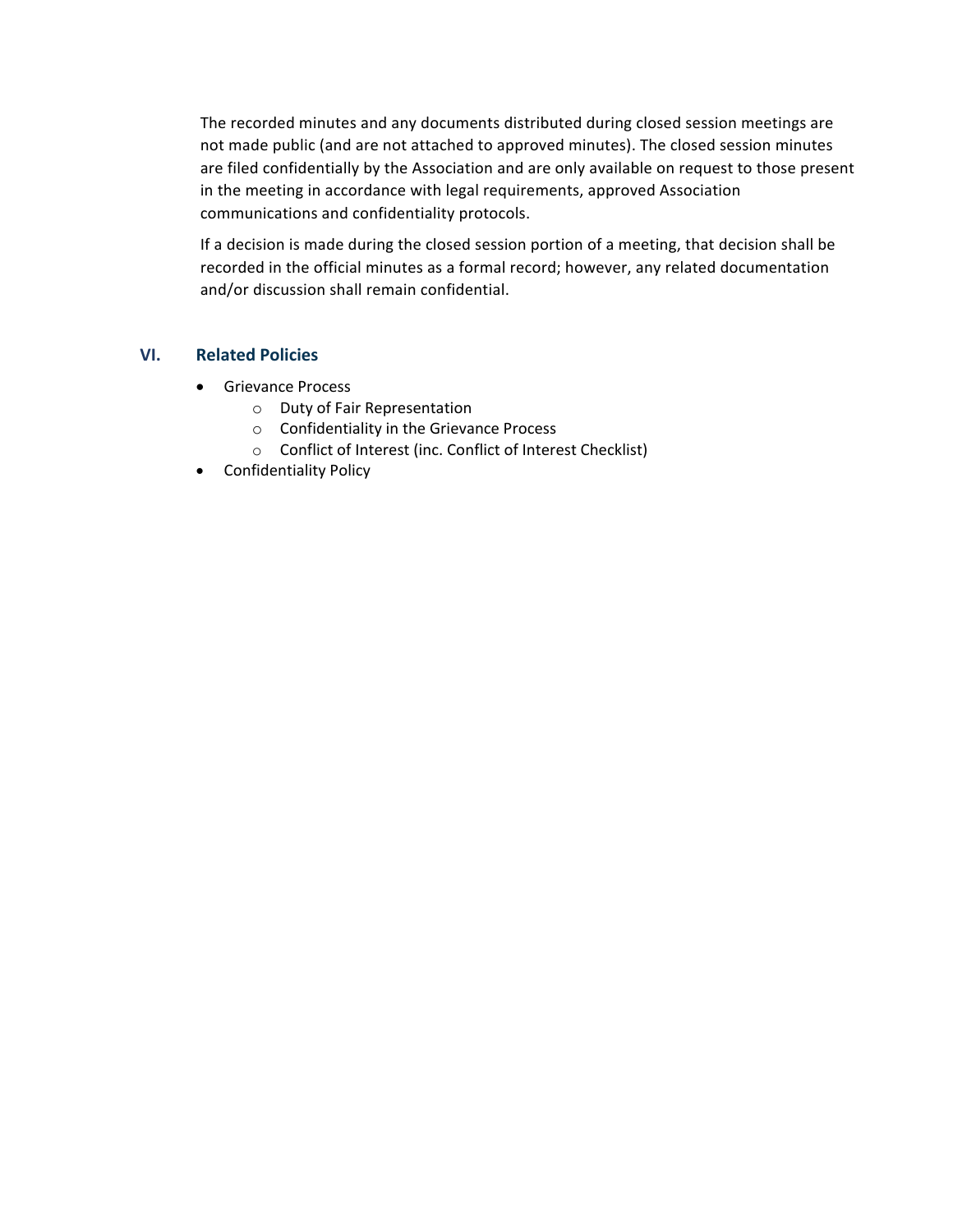The recorded minutes and any documents distributed during closed session meetings are not made public (and are not attached to approved minutes). The closed session minutes are filed confidentially by the Association and are only available on request to those present in the meeting in accordance with legal requirements, approved Association communications and confidentiality protocols.

If a decision is made during the closed session portion of a meeting, that decision shall be recorded in the official minutes as a formal record; however, any related documentation and/or discussion shall remain confidential.

## VI. Related Policies

- Grievance Process
  - Duty of Fair Representation
  - Confidentiality in the Grievance Process
  - Conflict of Interest (inc. Conflict of Interest Checklist)
- Confidentiality Policy